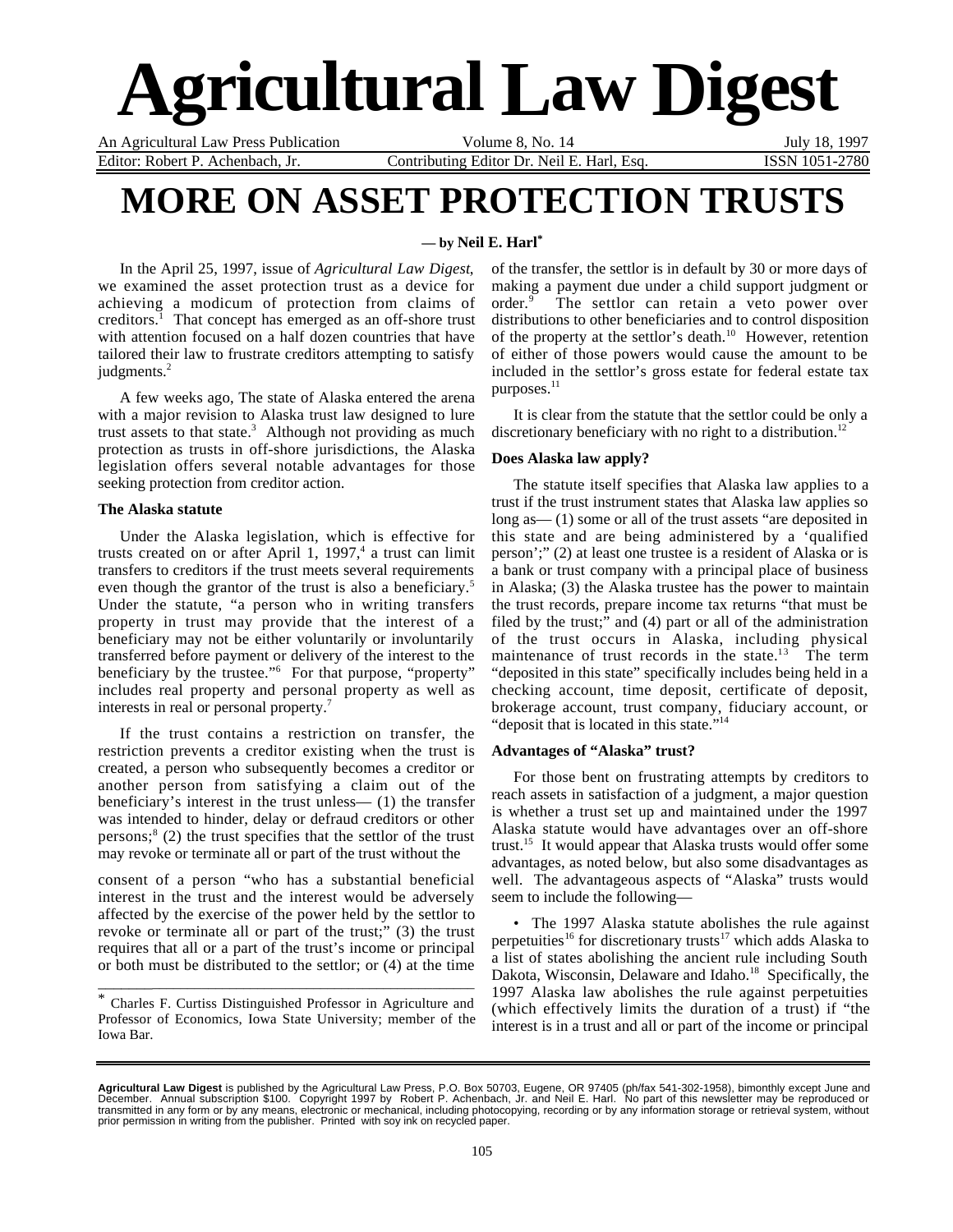# Agricultural Law Digest

An Agricultural Law Press Publication | Volume 8, No. 14 | July 18, 1997

Editor: Robert P. Achenbach, Jr. | Contributing Editor Dr. Neil E. Harl, Esq. | ISSN 1051-2780

# MORE ON ASSET PROTECTION TRUSTS

**— by Neil E. Harl***

In the April 25, 1997, issue of *Agricultural Law Digest*, we examined the asset protection trust as a device for achieving a modicum of protection from claims of creditors.[1] That concept has emerged as an off-shore trust with attention focused on a half dozen countries that have tailored their law to frustrate creditors attempting to satisfy judgments.[2]

A few weeks ago, The state of Alaska entered the arena with a major revision to Alaska trust law designed to lure trust assets to that state.[3] Although not providing as much protection as trusts in off-shore jurisdictions, the Alaska legislation offers several notable advantages for those seeking protection from creditor action.

### The Alaska statute

Under the Alaska legislation, which is effective for trusts created on or after April 1, 1997,[4] a trust can limit transfers to creditors if the trust meets several requirements even though the grantor of the trust is also a beneficiary.[5] Under the statute, "a person who in writing transfers property in trust may provide that the interest of a beneficiary may not be either voluntarily or involuntarily transferred before payment or delivery of the interest to the beneficiary by the trustee."[6] For that purpose, "property" includes real property and personal property as well as interests in real or personal property.[7]

If the trust contains a restriction on transfer, the restriction prevents a creditor existing when the trust is created, a person who subsequently becomes a creditor or another person from satisfying a claim out of the beneficiary's interest in the trust unless— (1) the transfer was intended to hinder, delay or defraud creditors or other persons;[8] (2) the trust specifies that the settlor of the trust may revoke or terminate all or part of the trust without the consent of a person "who has a substantial beneficial interest in the trust and the interest would be adversely affected by the exercise of the power held by the settlor to revoke or terminate all or part of the trust;" (3) the trust requires that all or a part of the trust's income or principal or both must be distributed to the settlor; or (4) at the time of the transfer, the settlor is in default by 30 or more days of making a payment due under a child support judgment or order.[9] The settlor can retain a veto power over distributions to other beneficiaries and to control disposition of the property at the settlor's death.[10] However, retention of either of those powers would cause the amount to be included in the settlor's gross estate for federal estate tax purposes.[11]

It is clear from the statute that the settlor could be only a discretionary beneficiary with no right to a distribution.[12]

### Does Alaska law apply?

The statute itself specifies that Alaska law applies to a trust if the trust instrument states that Alaska law applies so long as— (1) some or all of the trust assets "are deposited in this state and are being administered by a 'qualified person';" (2) at least one trustee is a resident of Alaska or is a bank or trust company with a principal place of business in Alaska; (3) the Alaska trustee has the power to maintain the trust records, prepare income tax returns "that must be filed by the trust;" and (4) part or all of the administration of the trust occurs in Alaska, including physical maintenance of trust records in the state.[13] The term "deposited in this state" specifically includes being held in a checking account, time deposit, certificate of deposit, brokerage account, trust company, fiduciary account, or "deposit that is located in this state."[14]

### Advantages of "Alaska" trust?

For those bent on frustrating attempts by creditors to reach assets in satisfaction of a judgment, a major question is whether a trust set up and maintained under the 1997 Alaska statute would have advantages over an off-shore trust.[15] It would appear that Alaska trusts would offer some advantages, as noted below, but also some disadvantages as well. The advantageous aspects of "Alaska" trusts would seem to include the following—

• The 1997 Alaska statute abolishes the rule against perpetuities[16] for discretionary trusts[17] which adds Alaska to a list of states abolishing the ancient rule including South Dakota, Wisconsin, Delaware and Idaho.[18] Specifically, the 1997 Alaska law abolishes the rule against perpetuities (which effectively limits the duration of a trust) if "the interest is in a trust and all or part of the income or principal

---

* Charles F. Curtiss Distinguished Professor in Agriculture and Professor of Economics, Iowa State University; member of the Iowa Bar.

---

**Agricultural Law Digest** is published by the Agricultural Law Press, P.O. Box 50703, Eugene, OR 97405 (ph/fax 541-302-1958), bimonthly except June and December. Annual subscription $100. Copyright 1997 by Robert P. Achenbach, Jr. and Neil E. Harl. No part of this newsletter may be reproduced or transmitted in any form or by any means, electronic or mechanical, including photocopying, recording or by any information storage or retrieval system, without prior permission in writing from the publisher. Printed with soy ink on recycled paper.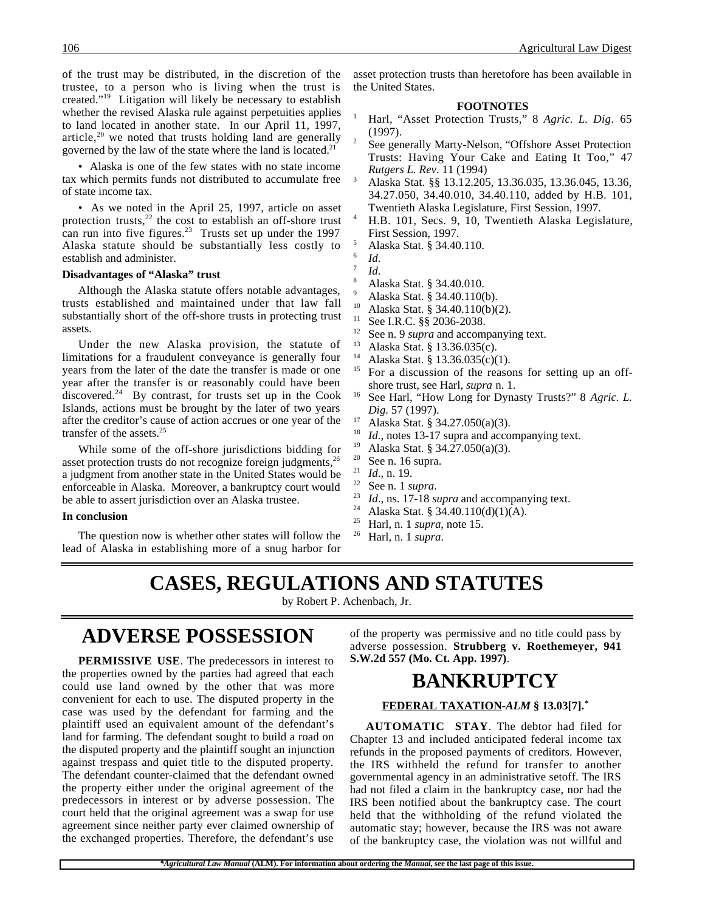of the trust may be distributed, in the discretion of the trustee, to a person who is living when the trust is created."[19] Litigation will likely be necessary to establish whether the revised Alaska rule against perpetuities applies to land located in another state. In our April 11, 1997, article,[20] we noted that trusts holding land are generally governed by the law of the state where the land is located.[21]

• Alaska is one of the few states with no state income tax which permits funds not distributed to accumulate free of state income tax.

• As we noted in the April 25, 1997, article on asset protection trusts,[22] the cost to establish an off-shore trust can run into five figures.[23] Trusts set up under the 1997 Alaska statute should be substantially less costly to establish and administer.

**Disadvantages of "Alaska" trust**

Although the Alaska statute offers notable advantages, trusts established and maintained under that law fall substantially short of the off-shore trusts in protecting trust assets.

Under the new Alaska provision, the statute of limitations for a fraudulent conveyance is generally four years from the later of the date the transfer is made or one year after the transfer is or reasonably could have been discovered.[24] By contrast, for trusts set up in the Cook Islands, actions must be brought by the later of two years after the creditor's cause of action accrues or one year of the transfer of the assets.[25]

While some of the off-shore jurisdictions bidding for asset protection trusts do not recognize foreign judgments,[26] a judgment from another state in the United States would be enforceable in Alaska. Moreover, a bankruptcy court would be able to assert jurisdiction over an Alaska trustee.

**In conclusion**

The question now is whether other states will follow the lead of Alaska in establishing more of a snug harbor for asset protection trusts than heretofore has been available in the United States.

**FOOTNOTES**

1 Harl, "Asset Protection Trusts," 8 *Agric. L. Dig*. 65 (1997).

2 See generally Marty-Nelson, "Offshore Asset Protection Trusts: Having Your Cake and Eating It Too," 47 *Rutgers L. Rev*. 11 (1994)

3 Alaska Stat. §§ 13.12.205, 13.36.035, 13.36.045, 13.36, 34.27.050, 34.40.010, 34.40.110, added by H.B. 101, Twentieth Alaska Legislature, First Session, 1997.

4 H.B. 101, Secs. 9, 10, Twentieth Alaska Legislature, First Session, 1997.

5 Alaska Stat. § 34.40.110.

6 *Id*.

7 *Id*.

8 Alaska Stat. § 34.40.010.

9 Alaska Stat. § 34.40.110(b).

10 Alaska Stat. § 34.40.110(b)(2).

11 See I.R.C. §§ 2036-2038.

12 See n. 9 *supra* and accompanying text.

13 Alaska Stat. § 13.36.035(c).

14 Alaska Stat. § 13.36.035(c)(1).

15 For a discussion of the reasons for setting up an off-shore trust, see Harl, *supra* n. 1.

16 See Harl, "How Long for Dynasty Trusts?" 8 *Agric. L. Dig*. 57 (1997).

17 Alaska Stat. § 34.27.050(a)(3).

18 *Id*., notes 13-17 supra and accompanying text.

19 Alaska Stat. § 34.27.050(a)(3).

20 See n. 16 supra.

21 *Id*., n. 19.

22 See n. 1 *supra*.

23 *Id*., ns. 17-18 *supra* and accompanying text.

24 Alaska Stat. § 34.40.110(d)(1)(A).

25 Harl, n. 1 *supra*, note 15.

26 Harl, n. 1 *supra*.

# CASES, REGULATIONS AND STATUTES

by Robert P. Achenbach, Jr.

## ADVERSE POSSESSION

**PERMISSIVE USE**. The predecessors in interest to the properties owned by the parties had agreed that each could use land owned by the other that was more convenient for each to use. The disputed property in the case was used by the defendant for farming and the plaintiff used an equivalent amount of the defendant's land for farming. The defendant sought to build a road on the disputed property and the plaintiff sought an injunction against trespass and quiet title to the disputed property. The defendant counter-claimed that the defendant owned the property either under the original agreement of the predecessors in interest or by adverse possession. The court held that the original agreement was a swap for use agreement since neither party ever claimed ownership of the exchanged properties. Therefore, the defendant's use of the property was permissive and no title could pass by adverse possession. **Strubberg v. Roethemeyer, 941 S.W.2d 557 (Mo. Ct. App. 1997)**.

## BANKRUPTCY

### FEDERAL TAXATION-*ALM* § 13.03[7].*

**AUTOMATIC STAY**. The debtor had filed for Chapter 13 and included anticipated federal income tax refunds in the proposed payments of creditors. However, the IRS withheld the refund for transfer to another governmental agency in an administrative setoff. The IRS had not filed a claim in the bankruptcy case, nor had the IRS been notified about the bankruptcy case. The court held that the withholding of the refund violated the automatic stay; however, because the IRS was not aware of the bankruptcy case, the violation was not willful and

**\****Agricultural Law Manual* **(ALM). For information about ordering the** ***Manual*****, see the last page of this issue.**